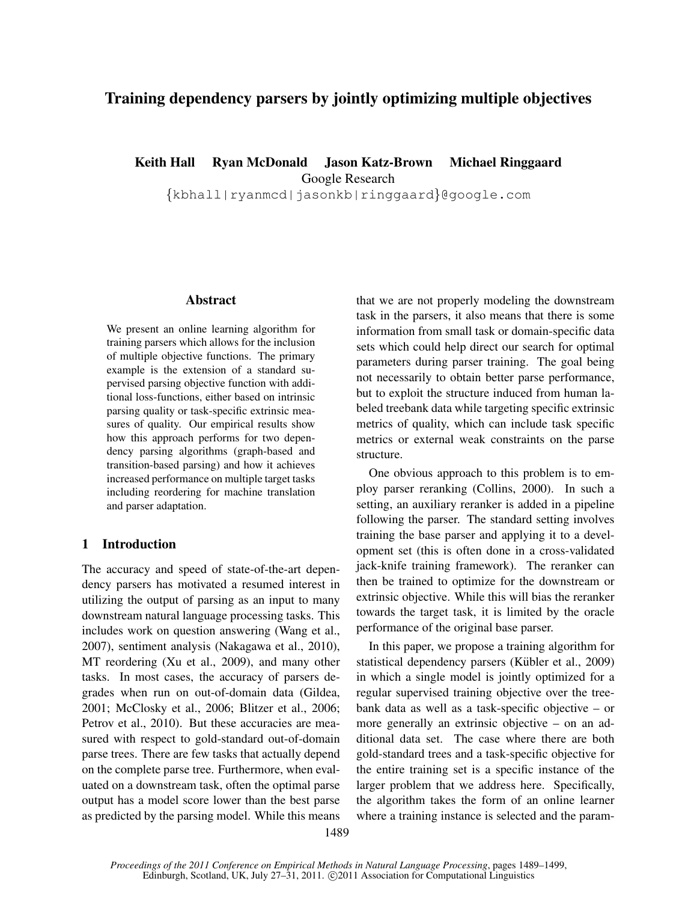# Training dependency parsers by jointly optimizing multiple objectives

**Keith Hall Ryan McDonald Jason Katz-Brown Michael Ringgaard**
Google Research
{kbhall|ryanmcd|jasonkb|ringgaard}@google.com

## Abstract

We present an online learning algorithm for training parsers which allows for the inclusion of multiple objective functions. The primary example is the extension of a standard supervised parsing objective function with additional loss-functions, either based on intrinsic parsing quality or task-specific extrinsic measures of quality. Our empirical results show how this approach performs for two dependency parsing algorithms (graph-based and transition-based parsing) and how it achieves increased performance on multiple target tasks including reordering for machine translation and parser adaptation.

## 1 Introduction

The accuracy and speed of state-of-the-art dependency parsers has motivated a resumed interest in utilizing the output of parsing as an input to many downstream natural language processing tasks. This includes work on question answering (Wang et al., 2007), sentiment analysis (Nakagawa et al., 2010), MT reordering (Xu et al., 2009), and many other tasks. In most cases, the accuracy of parsers degrades when run on out-of-domain data (Gildea, 2001; McClosky et al., 2006; Blitzer et al., 2006; Petrov et al., 2010). But these accuracies are measured with respect to gold-standard out-of-domain parse trees. There are few tasks that actually depend on the complete parse tree. Furthermore, when evaluated on a downstream task, often the optimal parse output has a model score lower than the best parse as predicted by the parsing model. While this means that we are not properly modeling the downstream task in the parsers, it also means that there is some information from small task or domain-specific data sets which could help direct our search for optimal parameters during parser training. The goal being not necessarily to obtain better parse performance, but to exploit the structure induced from human labeled treebank data while targeting specific extrinsic metrics of quality, which can include task specific metrics or external weak constraints on the parse structure.

One obvious approach to this problem is to employ parser reranking (Collins, 2000). In such a setting, an auxiliary reranker is added in a pipeline following the parser. The standard setting involves training the base parser and applying it to a development set (this is often done in a cross-validated jack-knife training framework). The reranker can then be trained to optimize for the downstream or extrinsic objective. While this will bias the reranker towards the target task, it is limited by the oracle performance of the original base parser.

In this paper, we propose a training algorithm for statistical dependency parsers (Kübler et al., 2009) in which a single model is jointly optimized for a regular supervised training objective over the treebank data as well as a task-specific objective – or more generally an extrinsic objective – on an additional data set. The case where there are both gold-standard trees and a task-specific objective for the entire training set is a specific instance of the larger problem that we address here. Specifically, the algorithm takes the form of an online learner where a training instance is selected and the param-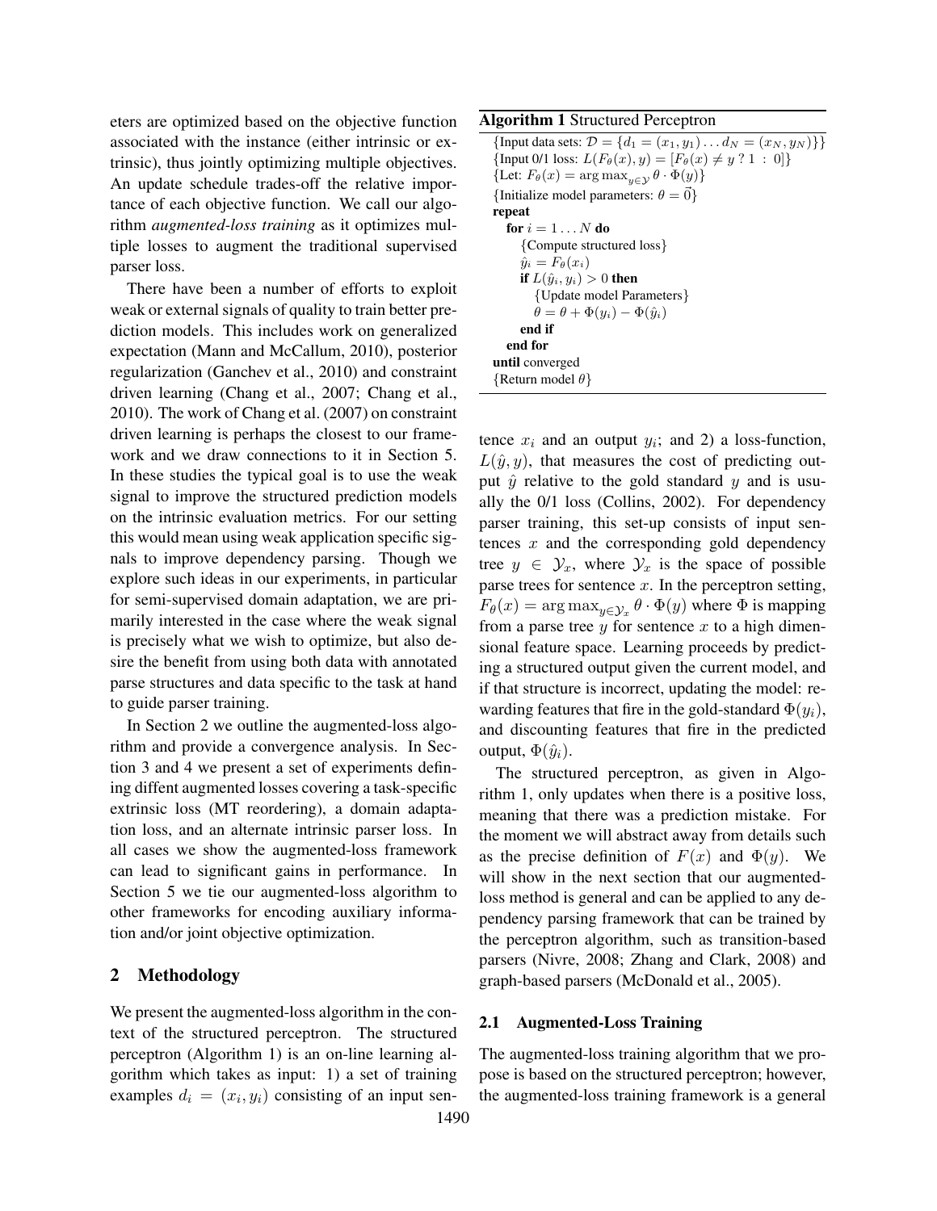eters are optimized based on the objective function associated with the instance (either intrinsic or extrinsic), thus jointly optimizing multiple objectives. An update schedule trades-off the relative importance of each objective function. We call our algorithm *augmented-loss training* as it optimizes multiple losses to augment the traditional supervised parser loss.

There have been a number of efforts to exploit weak or external signals of quality to train better prediction models. This includes work on generalized expectation (Mann and McCallum, 2010), posterior regularization (Ganchev et al., 2010) and constraint driven learning (Chang et al., 2007; Chang et al., 2010). The work of Chang et al. (2007) on constraint driven learning is perhaps the closest to our framework and we draw connections to it in Section 5. In these studies the typical goal is to use the weak signal to improve the structured prediction models on the intrinsic evaluation metrics. For our setting this would mean using weak application specific signals to improve dependency parsing. Though we explore such ideas in our experiments, in particular for semi-supervised domain adaptation, we are primarily interested in the case where the weak signal is precisely what we wish to optimize, but also desire the benefit from using both data with annotated parse structures and data specific to the task at hand to guide parser training.

In Section 2 we outline the augmented-loss algorithm and provide a convergence analysis. In Section 3 and 4 we present a set of experiments defining diffent augmented losses covering a task-specific extrinsic loss (MT reordering), a domain adaptation loss, and an alternate intrinsic parser loss. In all cases we show the augmented-loss framework can lead to significant gains in performance. In Section 5 we tie our augmented-loss algorithm to other frameworks for encoding auxiliary information and/or joint objective optimization.

**Algorithm 1** Structured Perceptron

```
{Input data sets: D = {d_1 = (x_1, y_1) ... d_N = (x_N, y_N)}}
{Input 0/1 loss: L(F_θ(x), y) = [F_θ(x) ≠ y ? 1 : 0]}
{Let: F_θ(x) = argmax_{y∈Y} θ · Φ(y)}
{Initialize model parameters: θ = 0⃗}
repeat
  for i = 1 ... N do
    {Compute structured loss}
    ŷ_i = F_θ(x_i)
    if L(ŷ_i, y_i) > 0 then
      {Update model Parameters}
      θ = θ + Φ(y_i) − Φ(ŷ_i)
    end if
  end for
until converged
{Return model θ}
```

## 2 Methodology

We present the augmented-loss algorithm in the context of the structured perceptron. The structured perceptron (Algorithm 1) is an on-line learning algorithm which takes as input: 1) a set of training examples $d_i = (x_i, y_i)$ consisting of an input sentence $x_i$ and an output $y_i$; and 2) a loss-function, $L(\hat{y}, y)$, that measures the cost of predicting output $\hat{y}$ relative to the gold standard $y$ and is usually the 0/1 loss (Collins, 2002). For dependency parser training, this set-up consists of input sentences $x$ and the corresponding gold dependency tree $y \in \mathcal{Y}_x$, where $\mathcal{Y}_x$ is the space of possible parse trees for sentence $x$. In the perceptron setting, $F_\theta(x) = \arg\max_{y \in \mathcal{Y}_x} \theta \cdot \Phi(y)$ where $\Phi$ is mapping from a parse tree $y$ for sentence $x$ to a high dimensional feature space. Learning proceeds by predicting a structured output given the current model, and if that structure is incorrect, updating the model: rewarding features that fire in the gold-standard $\Phi(y_i)$, and discounting features that fire in the predicted output, $\Phi(\hat{y}_i)$.

The structured perceptron, as given in Algorithm 1, only updates when there is a positive loss, meaning that there was a prediction mistake. For the moment we will abstract away from details such as the precise definition of $F(x)$ and $\Phi(y)$. We will show in the next section that our augmented-loss method is general and can be applied to any dependency parsing framework that can be trained by the perceptron algorithm, such as transition-based parsers (Nivre, 2008; Zhang and Clark, 2008) and graph-based parsers (McDonald et al., 2005).

### 2.1 Augmented-Loss Training

The augmented-loss training algorithm that we propose is based on the structured perceptron; however, the augmented-loss training framework is a general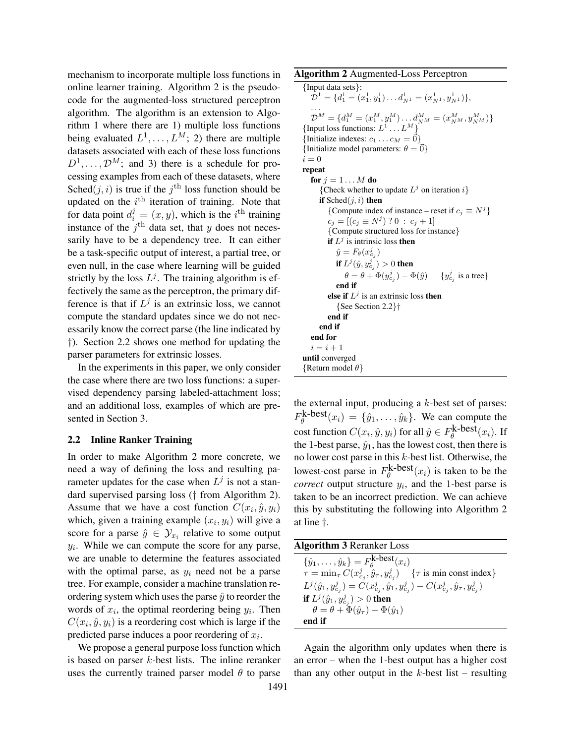mechanism to incorporate multiple loss functions in online learner training. Algorithm 2 is the pseudo-code for the augmented-loss structured perceptron algorithm. The algorithm is an extension to Algorithm 1 where there are 1) multiple loss functions being evaluated $L^1, \ldots, L^M$; 2) there are multiple datasets associated with each of these loss functions $D^1, \ldots, \mathcal{D}^M$; and 3) there is a schedule for processing examples from each of these datasets, where Sched$(j, i)$ is true if the $j^{\text{th}}$ loss function should be updated on the $i^{\text{th}}$ iteration of training. Note that for data point $d_i^j = (x, y)$, which is the $i^{\text{th}}$ training instance of the $j^{\text{th}}$ data set, that $y$ does not necessarily have to be a dependency tree. It can either be a task-specific output of interest, a partial tree, or even null, in the case where learning will be guided strictly by the loss $L^j$. The training algorithm is effectively the same as the perceptron, the primary difference is that if $L^j$ is an extrinsic loss, we cannot compute the standard updates since we do not necessarily know the correct parse (the line indicated by †). Section 2.2 shows one method for updating the parser parameters for extrinsic losses.

In the experiments in this paper, we only consider the case where there are two loss functions: a supervised dependency parsing labeled-attachment loss; and an additional loss, examples of which are presented in Section 3.

**Algorithm 2** Augmented-Loss Perceptron

```
{Input data sets}:
  D^1 = {d^1_1 = (x^1_1, y^1_1) ... d^1_{N^1} = (x^1_{N^1}, y^1_{N^1})},
  ...
  D^M = {d^M_1 = (x^M_1, y^M_1) ... d^M_{N^M} = (x^M_{N^M}, y^M_{N^M})}
{Input loss functions: L^1 ... L^M}
{Initialize indexes: c_1 ... c_M = 0⃗}
{Initialize model parameters: θ = 0⃗}
i = 0
repeat
  for j = 1 ... M do
    {Check whether to update L^j on iteration i}
    if Sched(j, i) then
      {Compute index of instance – reset if c_j ≡ N^j}
      c_j = [(c_j ≡ N^j) ? 0 : c_j + 1]
      {Compute structured loss for instance}
      if L^j is intrinsic loss then
        ŷ = F_θ(x^j_{c_j})
        if L^j(ŷ, y^j_{c_j}) > 0 then
          θ = θ + Φ(y^j_{c_j}) − Φ(ŷ)    {y^j_{c_j} is a tree}
        end if
      else if L^j is an extrinsic loss then
        {See Section 2.2}†
      end if
    end if
  end for
  i = i + 1
until converged
{Return model θ}
```

## 2.2 Inline Ranker Training

In order to make Algorithm 2 more concrete, we need a way of defining the loss and resulting parameter updates for the case when $L^j$ is not a standard supervised parsing loss († from Algorithm 2). Assume that we have a cost function $C(x_i, \hat{y}, y_i)$ which, given a training example $(x_i, y_i)$ will give a score for a parse $\hat{y} \in \mathcal{Y}_{x_i}$ relative to some output $y_i$. While we can compute the score for any parse, we are unable to determine the features associated with the optimal parse, as $y_i$ need not be a parse tree. For example, consider a machine translation reordering system which uses the parse $\hat{y}$ to reorder the words of $x_i$, the optimal reordering being $y_i$. Then $C(x_i, \hat{y}, y_i)$ is a reordering cost which is large if the predicted parse induces a poor reordering of $x_i$.

We propose a general purpose loss function which is based on parser $k$-best lists. The inline reranker uses the currently trained parser model $\theta$ to parse the external input, producing a $k$-best set of parses: $F_\theta^{\text{k-best}}(x_i) = \{\hat{y}_1, \ldots, \hat{y}_k\}$. We can compute the cost function $C(x_i, \hat{y}, y_i)$ for all $\hat{y} \in F_\theta^{\text{k-best}}(x_i)$. If the 1-best parse, $\hat{y}_1$, has the lowest cost, then there is no lower cost parse in this $k$-best list. Otherwise, the lowest-cost parse in $F_\theta^{\text{k-best}}(x_i)$ is taken to be the *correct* output structure $y_i$, and the 1-best parse is taken to be an incorrect prediction. We can achieve this by substituting the following into Algorithm 2 at line †.

**Algorithm 3** Reranker Loss

```
{ŷ_1, ..., ŷ_k} = F_θ^{k-best}(x_i)
τ = min_τ C(x^j_{c_j}, ŷ_τ, y^j_{c_j})    {τ is min const index}
L^j(ŷ_1, y^j_{c_j}) = C(x^j_{c_j}, ŷ_1, y^j_{c_j}) − C(x^j_{c_j}, ŷ_τ, y^j_{c_j})
if L^j(ŷ_1, y^j_{c_j}) > 0 then
  θ = θ + Φ(ŷ_τ) − Φ(ŷ_1)
end if
```

Again the algorithm only updates when there is an error – when the 1-best output has a higher cost than any other output in the $k$-best list – resulting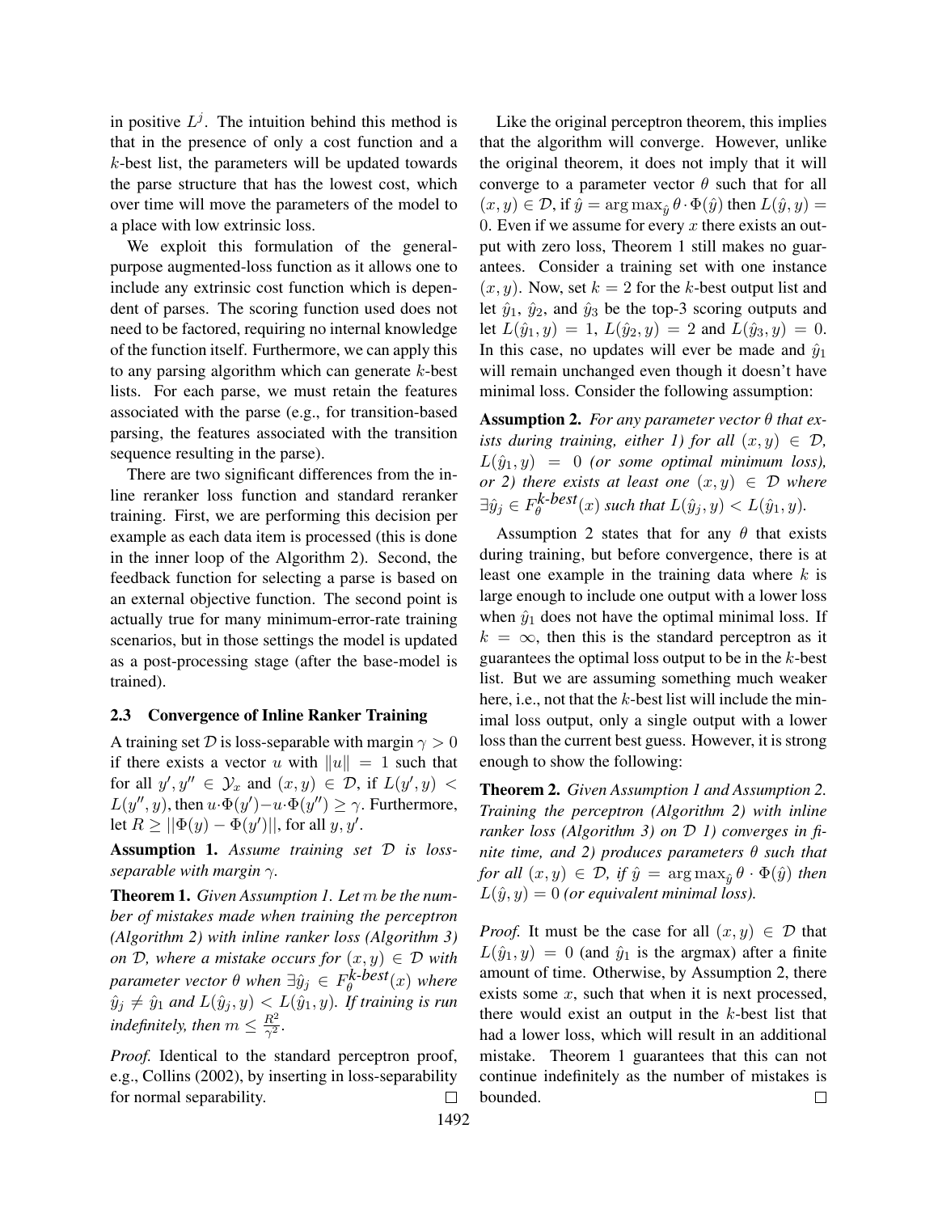in positive $L^j$. The intuition behind this method is that in the presence of only a cost function and a $k$-best list, the parameters will be updated towards the parse structure that has the lowest cost, which over time will move the parameters of the model to a place with low extrinsic loss.

We exploit this formulation of the general-purpose augmented-loss function as it allows one to include any extrinsic cost function which is dependent of parses. The scoring function used does not need to be factored, requiring no internal knowledge of the function itself. Furthermore, we can apply this to any parsing algorithm which can generate $k$-best lists. For each parse, we must retain the features associated with the parse (e.g., for transition-based parsing, the features associated with the transition sequence resulting in the parse).

There are two significant differences from the inline reranker loss function and standard reranker training. First, we are performing this decision per example as each data item is processed (this is done in the inner loop of the Algorithm 2). Second, the feedback function for selecting a parse is based on an external objective function. The second point is actually true for many minimum-error-rate training scenarios, but in those settings the model is updated as a post-processing stage (after the base-model is trained).

### 2.3 Convergence of Inline Ranker Training

A training set $\mathcal{D}$ is loss-separable with margin $\gamma > 0$ if there exists a vector $u$ with $\|u\| = 1$ such that for all $y', y'' \in \mathcal{Y}_x$ and $(x, y) \in \mathcal{D}$, if $L(y', y) < L(y'', y)$, then $u \cdot \Phi(y') - u \cdot \Phi(y'') \geq \gamma$. Furthermore, let $R \geq ||\Phi(y) - \Phi(y')||$, for all $y, y'$.

**Assumption 1.** *Assume training set $\mathcal{D}$ is loss-separable with margin $\gamma$.*

**Theorem 1.** *Given Assumption 1. Let $m$ be the number of mistakes made when training the perceptron (Algorithm 2) with inline ranker loss (Algorithm 3) on $\mathcal{D}$, where a mistake occurs for $(x, y) \in \mathcal{D}$ with parameter vector $\theta$ when $\exists \hat{y}_j \in F_\theta^{k\text{-best}}(x)$ where $\hat{y}_j \neq \hat{y}_1$ and $L(\hat{y}_j, y) < L(\hat{y}_1, y)$. If training is run indefinitely, then $m \leq \frac{R^2}{\gamma^2}$.*

*Proof.* Identical to the standard perceptron proof, e.g., Collins (2002), by inserting in loss-separability for normal separability. □

Like the original perceptron theorem, this implies that the algorithm will converge. However, unlike the original theorem, it does not imply that it will converge to a parameter vector $\theta$ such that for all $(x, y) \in \mathcal{D}$, if $\hat{y} = \arg\max_{\hat{y}} \theta \cdot \Phi(\hat{y})$ then $L(\hat{y}, y) = 0$. Even if we assume for every $x$ there exists an output with zero loss, Theorem 1 still makes no guarantees. Consider a training set with one instance $(x, y)$. Now, set $k = 2$ for the $k$-best output list and let $\hat{y}_1$, $\hat{y}_2$, and $\hat{y}_3$ be the top-3 scoring outputs and let $L(\hat{y}_1, y) = 1$, $L(\hat{y}_2, y) = 2$ and $L(\hat{y}_3, y) = 0$. In this case, no updates will ever be made and $\hat{y}_1$ will remain unchanged even though it doesn't have minimal loss. Consider the following assumption:

**Assumption 2.** *For any parameter vector $\theta$ that exists during training, either 1) for all $(x, y) \in \mathcal{D}$, $L(\hat{y}_1, y) = 0$ (or some optimal minimum loss), or 2) there exists at least one $(x, y) \in \mathcal{D}$ where $\exists \hat{y}_j \in F_\theta^{k\text{-best}}(x)$ such that $L(\hat{y}_j, y) < L(\hat{y}_1, y)$.*

Assumption 2 states that for any $\theta$ that exists during training, but before convergence, there is at least one example in the training data where $k$ is large enough to include one output with a lower loss when $\hat{y}_1$ does not have the optimal minimal loss. If $k = \infty$, then this is the standard perceptron as it guarantees the optimal loss output to be in the $k$-best list. But we are assuming something much weaker here, i.e., not that the $k$-best list will include the minimal loss output, only a single output with a lower loss than the current best guess. However, it is strong enough to show the following:

**Theorem 2.** *Given Assumption 1 and Assumption 2. Training the perceptron (Algorithm 2) with inline ranker loss (Algorithm 3) on $\mathcal{D}$ 1) converges in finite time, and 2) produces parameters $\theta$ such that for all $(x, y) \in \mathcal{D}$, if $\hat{y} = \arg\max_{\hat{y}} \theta \cdot \Phi(\hat{y})$ then $L(\hat{y}, y) = 0$ (or equivalent minimal loss).*

*Proof.* It must be the case for all $(x, y) \in \mathcal{D}$ that $L(\hat{y}_1, y) = 0$ (and $\hat{y}_1$ is the argmax) after a finite amount of time. Otherwise, by Assumption 2, there exists some $x$, such that when it is next processed, there would exist an output in the $k$-best list that had a lower loss, which will result in an additional mistake. Theorem 1 guarantees that this can not continue indefinitely as the number of mistakes is bounded. □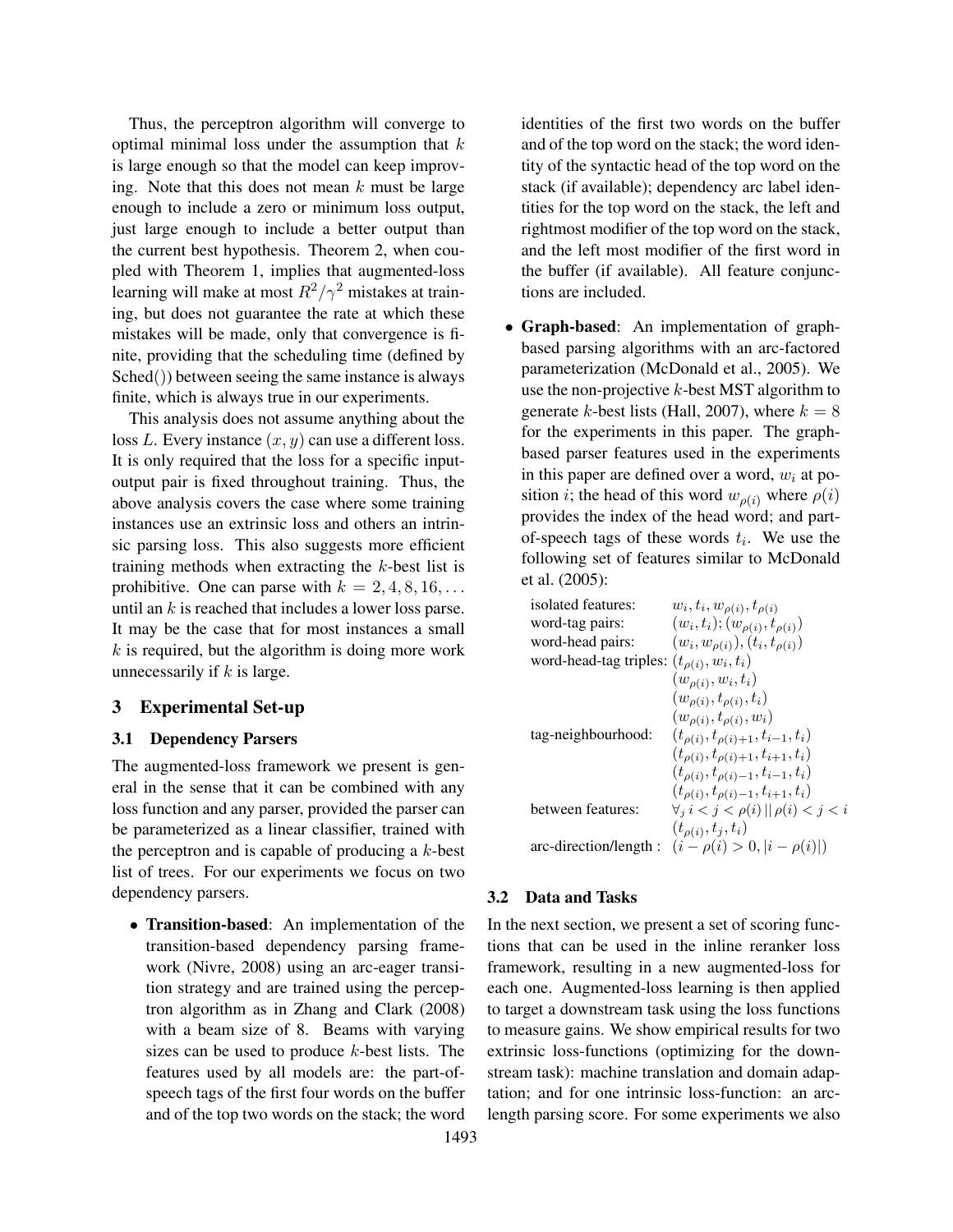Thus, the perceptron algorithm will converge to optimal minimal loss under the assumption that $k$ is large enough so that the model can keep improving. Note that this does not mean $k$ must be large enough to include a zero or minimum loss output, just large enough to include a better output than the current best hypothesis. Theorem 2, when coupled with Theorem 1, implies that augmented-loss learning will make at most $R^2/\gamma^2$ mistakes at training, but does not guarantee the rate at which these mistakes will be made, only that convergence is finite, providing that the scheduling time (defined by Sched()) between seeing the same instance is always finite, which is always true in our experiments.

This analysis does not assume anything about the loss $L$. Every instance $(x, y)$ can use a different loss. It is only required that the loss for a specific input-output pair is fixed throughout training. Thus, the above analysis covers the case where some training instances use an extrinsic loss and others an intrinsic parsing loss. This also suggests more efficient training methods when extracting the $k$-best list is prohibitive. One can parse with $k = 2, 4, 8, 16, \ldots$ until an $k$ is reached that includes a lower loss parse. It may be the case that for most instances a small $k$ is required, but the algorithm is doing more work unnecessarily if $k$ is large.

## 3 Experimental Set-up

### 3.1 Dependency Parsers

The augmented-loss framework we present is general in the sense that it can be combined with any loss function and any parser, provided the parser can be parameterized as a linear classifier, trained with the perceptron and is capable of producing a $k$-best list of trees. For our experiments we focus on two dependency parsers.

- **Transition-based**: An implementation of the transition-based dependency parsing framework (Nivre, 2008) using an arc-eager transition strategy and are trained using the perceptron algorithm as in Zhang and Clark (2008) with a beam size of 8. Beams with varying sizes can be used to produce $k$-best lists. The features used by all models are: the part-of-speech tags of the first four words on the buffer and of the top two words on the stack; the word identities of the first two words on the buffer and of the top word on the stack; the word identity of the syntactic head of the top word on the stack (if available); dependency arc label identities for the top word on the stack, the left and rightmost modifier of the top word on the stack, and the left most modifier of the first word in the buffer (if available). All feature conjunctions are included.
- **Graph-based**: An implementation of graph-based parsing algorithms with an arc-factored parameterization (McDonald et al., 2005). We use the non-projective $k$-best MST algorithm to generate $k$-best lists (Hall, 2007), where $k = 8$ for the experiments in this paper. The graph-based parser features used in the experiments in this paper are defined over a word, $w_i$ at position $i$; the head of this word $w_{\rho(i)}$ where $\rho(i)$ provides the index of the head word; and part-of-speech tags of these words $t_i$. We use the following set of features similar to McDonald et al. (2005):

| | |
|---|---|
| isolated features: | $w_i, t_i, w_{\rho(i)}, t_{\rho(i)}$ |
| word-tag pairs: | $(w_i, t_i); (w_{\rho(i)}, t_{\rho(i)})$ |
| word-head pairs: | $(w_i, w_{\rho(i)}), (t_i, t_{\rho(i)})$ |
| word-head-tag triples: | $(t_{\rho(i)}, w_i, t_i)$ |
| | $(w_{\rho(i)}, w_i, t_i)$ |
| | $(w_{\rho(i)}, t_{\rho(i)}, t_i)$ |
| | $(w_{\rho(i)}, t_{\rho(i)}, w_i)$ |
| tag-neighbourhood: | $(t_{\rho(i)}, t_{\rho(i)+1}, t_{i-1}, t_i)$ |
| | $(t_{\rho(i)}, t_{\rho(i)+1}, t_{i+1}, t_i)$ |
| | $(t_{\rho(i)}, t_{\rho(i)-1}, t_{i-1}, t_i)$ |
| | $(t_{\rho(i)}, t_{\rho(i)-1}, t_{i+1}, t_i)$ |
| between features: | $\forall_j \, i < j < \rho(i) \,\|\, \rho(i) < j < i$ |
| | $(t_{\rho(i)}, t_j, t_i)$ |
| arc-direction/length : | $(i - \rho(i) > 0, \lvert i - \rho(i) \rvert)$ |

### 3.2 Data and Tasks

In the next section, we present a set of scoring functions that can be used in the inline reranker loss framework, resulting in a new augmented-loss for each one. Augmented-loss learning is then applied to target a downstream task using the loss functions to measure gains. We show empirical results for two extrinsic loss-functions (optimizing for the downstream task): machine translation and domain adaptation; and for one intrinsic loss-function: an arc-length parsing score. For some experiments we also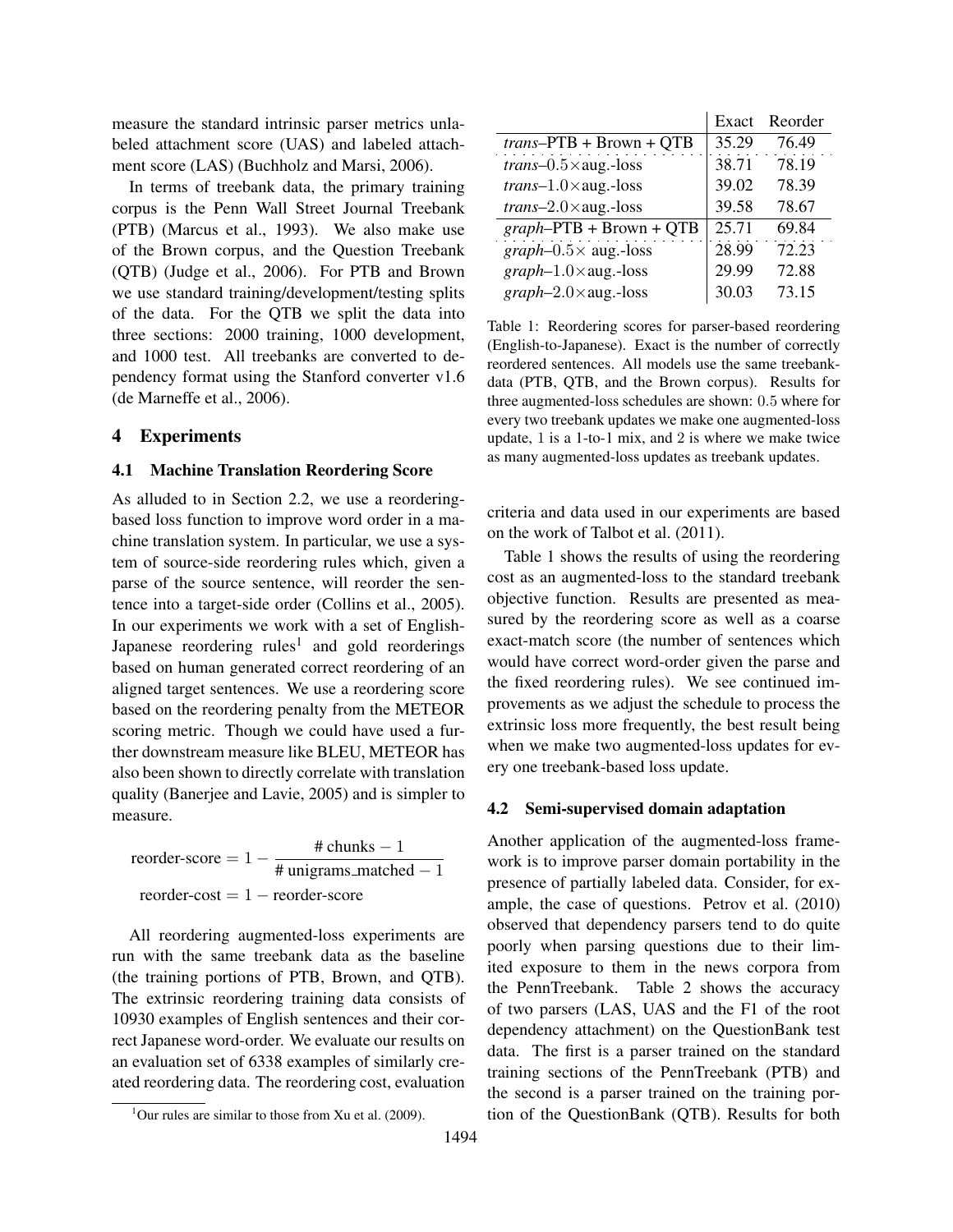measure the standard intrinsic parser metrics unlabeled attachment score (UAS) and labeled attachment score (LAS) (Buchholz and Marsi, 2006).

In terms of treebank data, the primary training corpus is the Penn Wall Street Journal Treebank (PTB) (Marcus et al., 1993). We also make use of the Brown corpus, and the Question Treebank (QTB) (Judge et al., 2006). For PTB and Brown we use standard training/development/testing splits of the data. For the QTB we split the data into three sections: 2000 training, 1000 development, and 1000 test. All treebanks are converted to dependency format using the Stanford converter v1.6 (de Marneffe et al., 2006).

## 4 Experiments

### 4.1 Machine Translation Reordering Score

As alluded to in Section 2.2, we use a reordering-based loss function to improve word order in a machine translation system. In particular, we use a system of source-side reordering rules which, given a parse of the source sentence, will reorder the sentence into a target-side order (Collins et al., 2005). In our experiments we work with a set of English-Japanese reordering rules[1] and gold reorderings based on human generated correct reordering of an aligned target sentences. We use a reordering score based on the reordering penalty from the METEOR scoring metric. Though we could have used a further downstream measure like BLEU, METEOR has also been shown to directly correlate with translation quality (Banerjee and Lavie, 2005) and is simpler to measure.

$$\text{reorder-score} = 1 - \frac{\text{\# chunks} - 1}{\text{\# unigrams\_matched} - 1}$$

$$\text{reorder-cost} = 1 - \text{reorder-score}$$

All reordering augmented-loss experiments are run with the same treebank data as the baseline (the training portions of PTB, Brown, and QTB). The extrinsic reordering training data consists of 10930 examples of English sentences and their correct Japanese word-order. We evaluate our results on an evaluation set of 6338 examples of similarly created reordering data. The reordering cost, evaluation criteria and data used in our experiments are based on the work of Talbot et al. (2011).

[1] Our rules are similar to those from Xu et al. (2009).

| | Exact | Reorder |
|---|---|---|
| *trans*–PTB + Brown + QTB | 35.29 | 76.49 |
| *trans*–$0.5\times$aug.-loss | 38.71 | 78.19 |
| *trans*–$1.0\times$aug.-loss | 39.02 | 78.39 |
| *trans*–$2.0\times$aug.-loss | 39.58 | 78.67 |
| *graph*–PTB + Brown + QTB | 25.71 | 69.84 |
| *graph*–$0.5\times$ aug.-loss | 28.99 | 72.23 |
| *graph*–$1.0\times$aug.-loss | 29.99 | 72.88 |
| *graph*–$2.0\times$aug.-loss | 30.03 | 73.15 |

Table 1: Reordering scores for parser-based reordering (English-to-Japanese). Exact is the number of correctly reordered sentences. All models use the same treebank-data (PTB, QTB, and the Brown corpus). Results for three augmented-loss schedules are shown: 0.5 where for every two treebank updates we make one augmented-loss update, 1 is a 1-to-1 mix, and 2 is where we make twice as many augmented-loss updates as treebank updates.

Table 1 shows the results of using the reordering cost as an augmented-loss to the standard treebank objective function. Results are presented as measured by the reordering score as well as a coarse exact-match score (the number of sentences which would have correct word-order given the parse and the fixed reordering rules). We see continued improvements as we adjust the schedule to process the extrinsic loss more frequently, the best result being when we make two augmented-loss updates for every one treebank-based loss update.

### 4.2 Semi-supervised domain adaptation

Another application of the augmented-loss framework is to improve parser domain portability in the presence of partially labeled data. Consider, for example, the case of questions. Petrov et al. (2010) observed that dependency parsers tend to do quite poorly when parsing questions due to their limited exposure to them in the news corpora from the PennTreebank. Table 2 shows the accuracy of two parsers (LAS, UAS and the F1 of the root dependency attachment) on the QuestionBank test data. The first is a parser trained on the standard training sections of the PennTreebank (PTB) and the second is a parser trained on the training portion of the QuestionBank (QTB). Results for both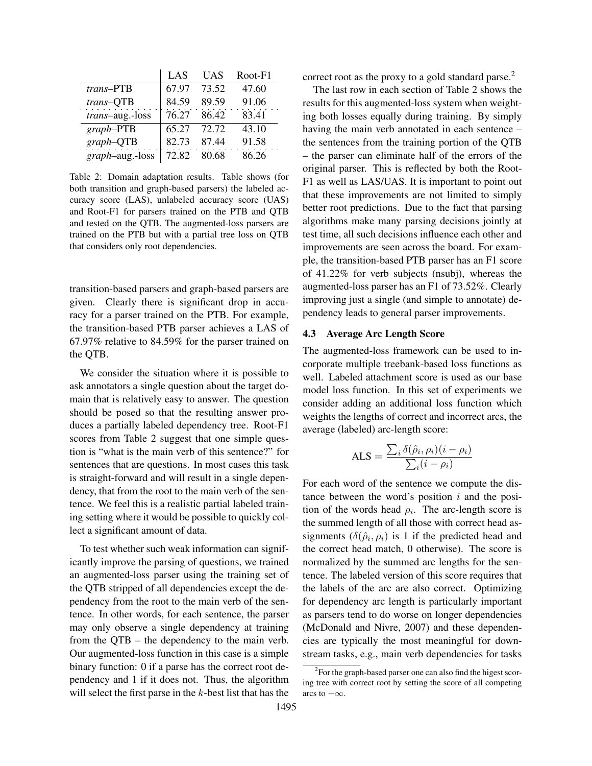| | LAS | UAS | Root-F1 |
|---|---|---|---|
| *trans*–PTB | 67.97 | 73.52 | 47.60 |
| *trans*–QTB | 84.59 | 89.59 | 91.06 |
| *trans*–aug.-loss | 76.27 | 86.42 | 83.41 |
| *graph*–PTB | 65.27 | 72.72 | 43.10 |
| *graph*–QTB | 82.73 | 87.44 | 91.58 |
| *graph*–aug.-loss | 72.82 | 80.68 | 86.26 |

Table 2: Domain adaptation results. Table shows (for both transition and graph-based parsers) the labeled accuracy score (LAS), unlabeled accuracy score (UAS) and Root-F1 for parsers trained on the PTB and QTB and tested on the QTB. The augmented-loss parsers are trained on the PTB but with a partial tree loss on QTB that considers only root dependencies.

transition-based parsers and graph-based parsers are given. Clearly there is significant drop in accuracy for a parser trained on the PTB. For example, the transition-based PTB parser achieves a LAS of 67.97% relative to 84.59% for the parser trained on the QTB.

We consider the situation where it is possible to ask annotators a single question about the target domain that is relatively easy to answer. The question should be posed so that the resulting answer produces a partially labeled dependency tree. Root-F1 scores from Table 2 suggest that one simple question is "what is the main verb of this sentence?" for sentences that are questions. In most cases this task is straight-forward and will result in a single dependency, that from the root to the main verb of the sentence. We feel this is a realistic partial labeled training setting where it would be possible to quickly collect a significant amount of data.

To test whether such weak information can significantly improve the parsing of questions, we trained an augmented-loss parser using the training set of the QTB stripped of all dependencies except the dependency from the root to the main verb of the sentence. In other words, for each sentence, the parser may only observe a single dependency at training from the QTB – the dependency to the main verb. Our augmented-loss function in this case is a simple binary function: 0 if a parse has the correct root dependency and 1 if it does not. Thus, the algorithm will select the first parse in the $k$-best list that has the correct root as the proxy to a gold standard parse.[2]

The last row in each section of Table 2 shows the results for this augmented-loss system when weighting both losses equally during training. By simply having the main verb annotated in each sentence – the sentences from the training portion of the QTB – the parser can eliminate half of the errors of the original parser. This is reflected by both the Root-F1 as well as LAS/UAS. It is important to point out that these improvements are not limited to simply better root predictions. Due to the fact that parsing algorithms make many parsing decisions jointly at test time, all such decisions influence each other and improvements are seen across the board. For example, the transition-based PTB parser has an F1 score of 41.22% for verb subjects (nsubj), whereas the augmented-loss parser has an F1 of 73.52%. Clearly improving just a single (and simple to annotate) dependency leads to general parser improvements.

### 4.3 Average Arc Length Score

The augmented-loss framework can be used to incorporate multiple treebank-based loss functions as well. Labeled attachment score is used as our base model loss function. In this set of experiments we consider adding an additional loss function which weights the lengths of correct and incorrect arcs, the average (labeled) arc-length score:

$$\text{ALS} = \frac{\sum_i \delta(\hat{\rho}_i, \rho_i)(i - \rho_i)}{\sum_i (i - \rho_i)}$$

For each word of the sentence we compute the distance between the word's position $i$ and the position of the words head $\rho_i$. The arc-length score is the summed length of all those with correct head assignments ($\delta(\hat{\rho}_i, \rho_i)$ is 1 if the predicted head and the correct head match, 0 otherwise). The score is normalized by the summed arc lengths for the sentence. The labeled version of this score requires that the labels of the arc are also correct. Optimizing for dependency arc length is particularly important as parsers tend to do worse on longer dependencies (McDonald and Nivre, 2007) and these dependencies are typically the most meaningful for downstream tasks, e.g., main verb dependencies for tasks

[2] For the graph-based parser one can also find the higest scoring tree with correct root by setting the score of all competing arcs to $-\infty$.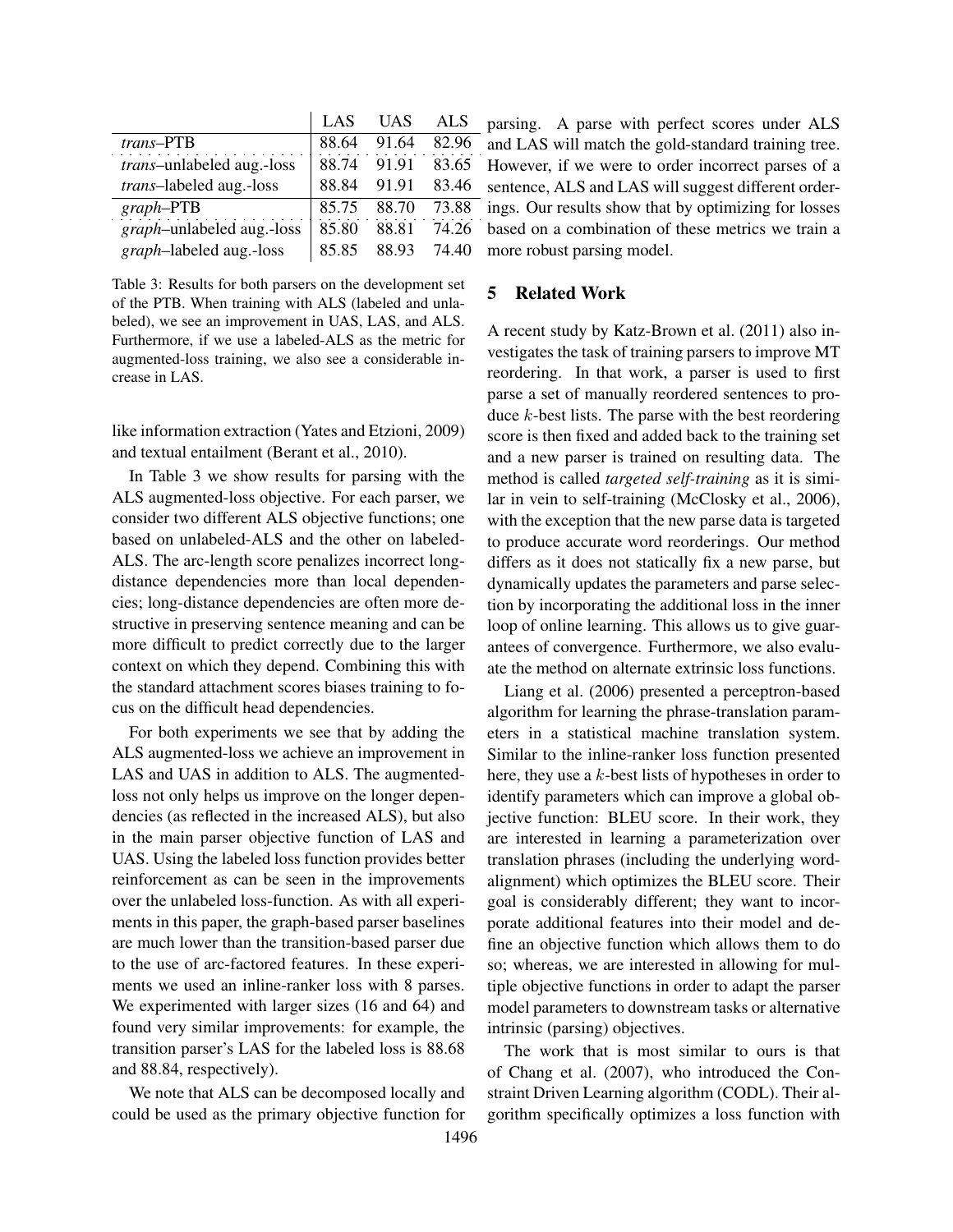| | LAS | UAS | ALS |
|---|---|---|---|
| *trans*–PTB | 88.64 | 91.64 | 82.96 |
| *trans*–unlabeled aug.-loss | 88.74 | 91.91 | 83.65 |
| *trans*–labeled aug.-loss | 88.84 | 91.91 | 83.46 |
| *graph*–PTB | 85.75 | 88.70 | 73.88 |
| *graph*–unlabeled aug.-loss | 85.80 | 88.81 | 74.26 |
| *graph*–labeled aug.-loss | 85.85 | 88.93 | 74.40 |

Table 3: Results for both parsers on the development set of the PTB. When training with ALS (labeled and unlabeled), we see an improvement in UAS, LAS, and ALS. Furthermore, if we use a labeled-ALS as the metric for augmented-loss training, we also see a considerable increase in LAS.

like information extraction (Yates and Etzioni, 2009) and textual entailment (Berant et al., 2010).

In Table 3 we show results for parsing with the ALS augmented-loss objective. For each parser, we consider two different ALS objective functions; one based on unlabeled-ALS and the other on labeled-ALS. The arc-length score penalizes incorrect long-distance dependencies more than local dependencies; long-distance dependencies are often more destructive in preserving sentence meaning and can be more difficult to predict correctly due to the larger context on which they depend. Combining this with the standard attachment scores biases training to focus on the difficult head dependencies.

For both experiments we see that by adding the ALS augmented-loss we achieve an improvement in LAS and UAS in addition to ALS. The augmented-loss not only helps us improve on the longer dependencies (as reflected in the increased ALS), but also in the main parser objective function of LAS and UAS. Using the labeled loss function provides better reinforcement as can be seen in the improvements over the unlabeled loss-function. As with all experiments in this paper, the graph-based parser baselines are much lower than the transition-based parser due to the use of arc-factored features. In these experiments we used an inline-ranker loss with 8 parses. We experimented with larger sizes (16 and 64) and found very similar improvements: for example, the transition parser's LAS for the labeled loss is 88.68 and 88.84, respectively).

We note that ALS can be decomposed locally and could be used as the primary objective function for parsing. A parse with perfect scores under ALS and LAS will match the gold-standard training tree. However, if we were to order incorrect parses of a sentence, ALS and LAS will suggest different orderings. Our results show that by optimizing for losses based on a combination of these metrics we train a more robust parsing model.

## 5 Related Work

A recent study by Katz-Brown et al. (2011) also investigates the task of training parsers to improve MT reordering. In that work, a parser is used to first parse a set of manually reordered sentences to produce $k$-best lists. The parse with the best reordering score is then fixed and added back to the training set and a new parser is trained on resulting data. The method is called *targeted self-training* as it is similar in vein to self-training (McClosky et al., 2006), with the exception that the new parse data is targeted to produce accurate word reorderings. Our method differs as it does not statically fix a new parse, but dynamically updates the parameters and parse selection by incorporating the additional loss in the inner loop of online learning. This allows us to give guarantees of convergence. Furthermore, we also evaluate the method on alternate extrinsic loss functions.

Liang et al. (2006) presented a perceptron-based algorithm for learning the phrase-translation parameters in a statistical machine translation system. Similar to the inline-ranker loss function presented here, they use a $k$-best lists of hypotheses in order to identify parameters which can improve a global objective function: BLEU score. In their work, they are interested in learning a parameterization over translation phrases (including the underlying word-alignment) which optimizes the BLEU score. Their goal is considerably different; they want to incorporate additional features into their model and define an objective function which allows them to do so; whereas, we are interested in allowing for multiple objective functions in order to adapt the parser model parameters to downstream tasks or alternative intrinsic (parsing) objectives.

The work that is most similar to ours is that of Chang et al. (2007), who introduced the Constraint Driven Learning algorithm (CODL). Their algorithm specifically optimizes a loss function with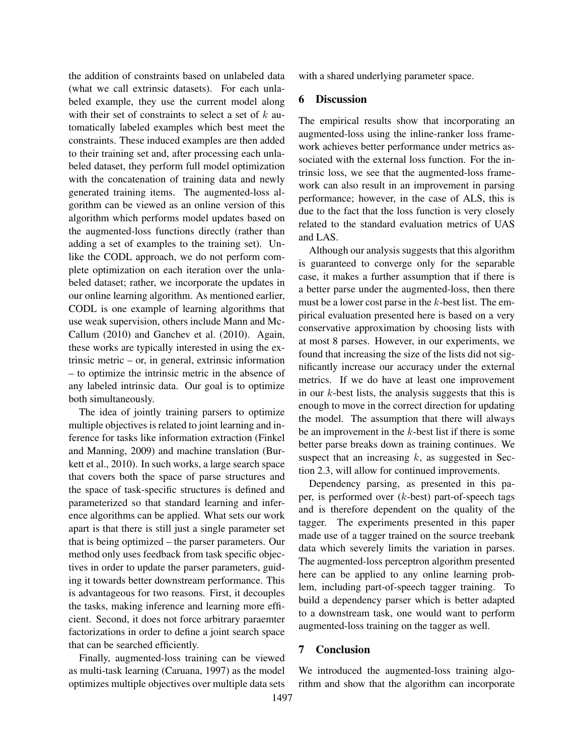the addition of constraints based on unlabeled data (what we call extrinsic datasets). For each unlabeled example, they use the current model along with their set of constraints to select a set of $k$ automatically labeled examples which best meet the constraints. These induced examples are then added to their training set and, after processing each unlabeled dataset, they perform full model optimization with the concatenation of training data and newly generated training items. The augmented-loss algorithm can be viewed as an online version of this algorithm which performs model updates based on the augmented-loss functions directly (rather than adding a set of examples to the training set). Unlike the CODL approach, we do not perform complete optimization on each iteration over the unlabeled dataset; rather, we incorporate the updates in our online learning algorithm. As mentioned earlier, CODL is one example of learning algorithms that use weak supervision, others include Mann and McCallum (2010) and Ganchev et al. (2010). Again, these works are typically interested in using the extrinsic metric – or, in general, extrinsic information – to optimize the intrinsic metric in the absence of any labeled intrinsic data. Our goal is to optimize both simultaneously.

The idea of jointly training parsers to optimize multiple objectives is related to joint learning and inference for tasks like information extraction (Finkel and Manning, 2009) and machine translation (Burkett et al., 2010). In such works, a large search space that covers both the space of parse structures and the space of task-specific structures is defined and parameterized so that standard learning and inference algorithms can be applied. What sets our work apart is that there is still just a single parameter set that is being optimized – the parser parameters. Our method only uses feedback from task specific objectives in order to update the parser parameters, guiding it towards better downstream performance. This is advantageous for two reasons. First, it decouples the tasks, making inference and learning more efficient. Second, it does not force arbitrary paraemter factorizations in order to define a joint search space that can be searched efficiently.

Finally, augmented-loss training can be viewed as multi-task learning (Caruana, 1997) as the model optimizes multiple objectives over multiple data sets with a shared underlying parameter space.

## 6 Discussion

The empirical results show that incorporating an augmented-loss using the inline-ranker loss framework achieves better performance under metrics associated with the external loss function. For the intrinsic loss, we see that the augmented-loss framework can also result in an improvement in parsing performance; however, in the case of ALS, this is due to the fact that the loss function is very closely related to the standard evaluation metrics of UAS and LAS.

Although our analysis suggests that this algorithm is guaranteed to converge only for the separable case, it makes a further assumption that if there is a better parse under the augmented-loss, then there must be a lower cost parse in the $k$-best list. The empirical evaluation presented here is based on a very conservative approximation by choosing lists with at most 8 parses. However, in our experiments, we found that increasing the size of the lists did not significantly increase our accuracy under the external metrics. If we do have at least one improvement in our $k$-best lists, the analysis suggests that this is enough to move in the correct direction for updating the model. The assumption that there will always be an improvement in the $k$-best list if there is some better parse breaks down as training continues. We suspect that an increasing $k$, as suggested in Section 2.3, will allow for continued improvements.

Dependency parsing, as presented in this paper, is performed over ($k$-best) part-of-speech tags and is therefore dependent on the quality of the tagger. The experiments presented in this paper made use of a tagger trained on the source treebank data which severely limits the variation in parses. The augmented-loss perceptron algorithm presented here can be applied to any online learning problem, including part-of-speech tagger training. To build a dependency parser which is better adapted to a downstream task, one would want to perform augmented-loss training on the tagger as well.

## 7 Conclusion

We introduced the augmented-loss training algorithm and show that the algorithm can incorporate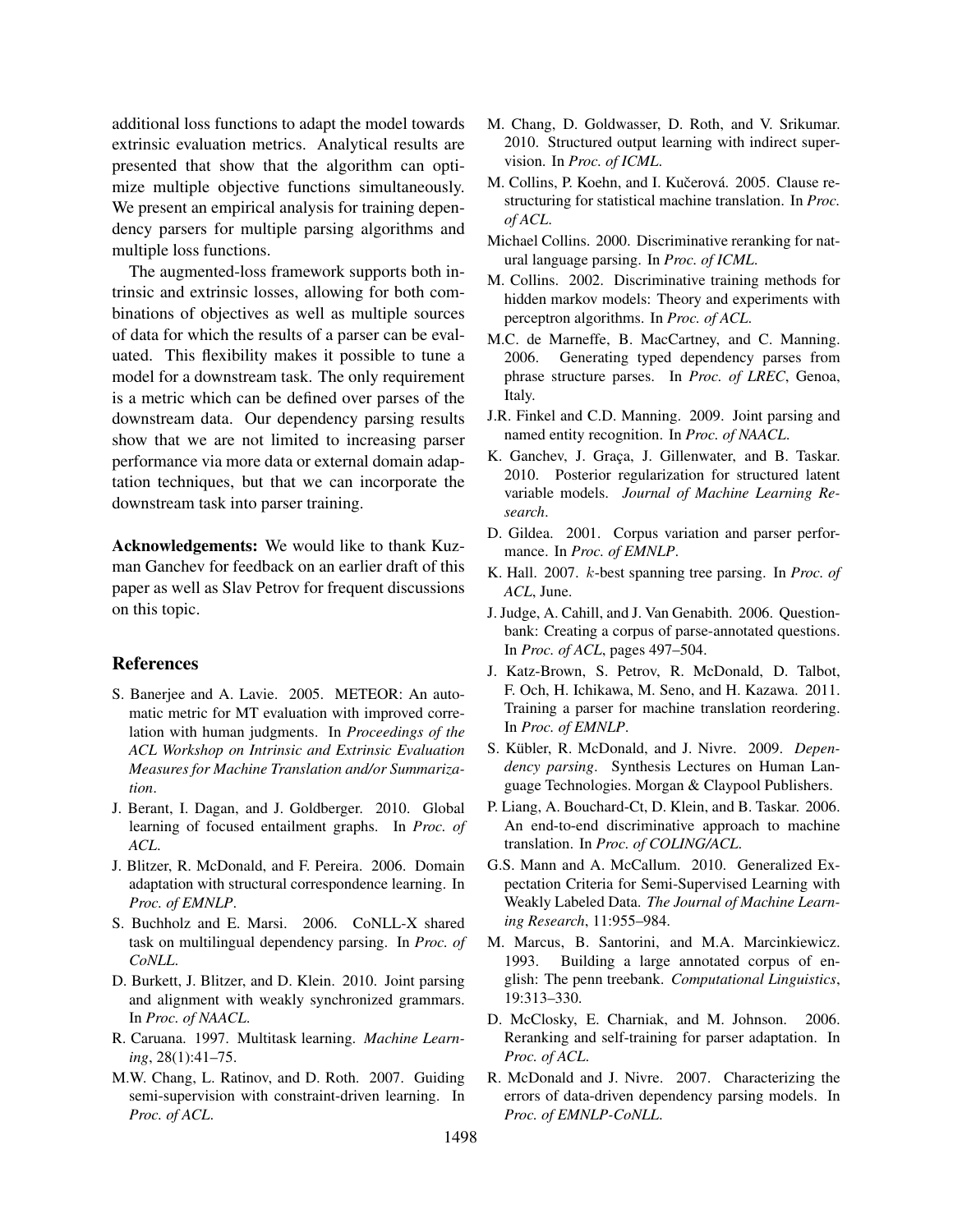additional loss functions to adapt the model towards extrinsic evaluation metrics. Analytical results are presented that show that the algorithm can optimize multiple objective functions simultaneously. We present an empirical analysis for training dependency parsers for multiple parsing algorithms and multiple loss functions.

The augmented-loss framework supports both intrinsic and extrinsic losses, allowing for both combinations of objectives as well as multiple sources of data for which the results of a parser can be evaluated. This flexibility makes it possible to tune a model for a downstream task. The only requirement is a metric which can be defined over parses of the downstream data. Our dependency parsing results show that we are not limited to increasing parser performance via more data or external domain adaptation techniques, but that we can incorporate the downstream task into parser training.

**Acknowledgements:** We would like to thank Kuzman Ganchev for feedback on an earlier draft of this paper as well as Slav Petrov for frequent discussions on this topic.

## References

S. Banerjee and A. Lavie. 2005. METEOR: An automatic metric for MT evaluation with improved correlation with human judgments. In *Proceedings of the ACL Workshop on Intrinsic and Extrinsic Evaluation Measures for Machine Translation and/or Summarization*.

J. Berant, I. Dagan, and J. Goldberger. 2010. Global learning of focused entailment graphs. In *Proc. of ACL*.

J. Blitzer, R. McDonald, and F. Pereira. 2006. Domain adaptation with structural correspondence learning. In *Proc. of EMNLP*.

S. Buchholz and E. Marsi. 2006. CoNLL-X shared task on multilingual dependency parsing. In *Proc. of CoNLL*.

D. Burkett, J. Blitzer, and D. Klein. 2010. Joint parsing and alignment with weakly synchronized grammars. In *Proc. of NAACL*.

R. Caruana. 1997. Multitask learning. *Machine Learning*, 28(1):41–75.

M.W. Chang, L. Ratinov, and D. Roth. 2007. Guiding semi-supervision with constraint-driven learning. In *Proc. of ACL*.

M. Chang, D. Goldwasser, D. Roth, and V. Srikumar. 2010. Structured output learning with indirect supervision. In *Proc. of ICML*.

M. Collins, P. Koehn, and I. Kučerová. 2005. Clause restructuring for statistical machine translation. In *Proc. of ACL*.

Michael Collins. 2000. Discriminative reranking for natural language parsing. In *Proc. of ICML*.

M. Collins. 2002. Discriminative training methods for hidden markov models: Theory and experiments with perceptron algorithms. In *Proc. of ACL*.

M.C. de Marneffe, B. MacCartney, and C. Manning. 2006. Generating typed dependency parses from phrase structure parses. In *Proc. of LREC*, Genoa, Italy.

J.R. Finkel and C.D. Manning. 2009. Joint parsing and named entity recognition. In *Proc. of NAACL*.

K. Ganchev, J. Graça, J. Gillenwater, and B. Taskar. 2010. Posterior regularization for structured latent variable models. *Journal of Machine Learning Research*.

D. Gildea. 2001. Corpus variation and parser performance. In *Proc. of EMNLP*.

K. Hall. 2007. $k$-best spanning tree parsing. In *Proc. of ACL*, June.

J. Judge, A. Cahill, and J. Van Genabith. 2006. Questionbank: Creating a corpus of parse-annotated questions. In *Proc. of ACL*, pages 497–504.

J. Katz-Brown, S. Petrov, R. McDonald, D. Talbot, F. Och, H. Ichikawa, M. Seno, and H. Kazawa. 2011. Training a parser for machine translation reordering. In *Proc. of EMNLP*.

S. Kübler, R. McDonald, and J. Nivre. 2009. *Dependency parsing*. Synthesis Lectures on Human Language Technologies. Morgan & Claypool Publishers.

P. Liang, A. Bouchard-Ct, D. Klein, and B. Taskar. 2006. An end-to-end discriminative approach to machine translation. In *Proc. of COLING/ACL*.

G.S. Mann and A. McCallum. 2010. Generalized Expectation Criteria for Semi-Supervised Learning with Weakly Labeled Data. *The Journal of Machine Learning Research*, 11:955–984.

M. Marcus, B. Santorini, and M.A. Marcinkiewicz. 1993. Building a large annotated corpus of english: The penn treebank. *Computational Linguistics*, 19:313–330.

D. McClosky, E. Charniak, and M. Johnson. 2006. Reranking and self-training for parser adaptation. In *Proc. of ACL*.

R. McDonald and J. Nivre. 2007. Characterizing the errors of data-driven dependency parsing models. In *Proc. of EMNLP-CoNLL*.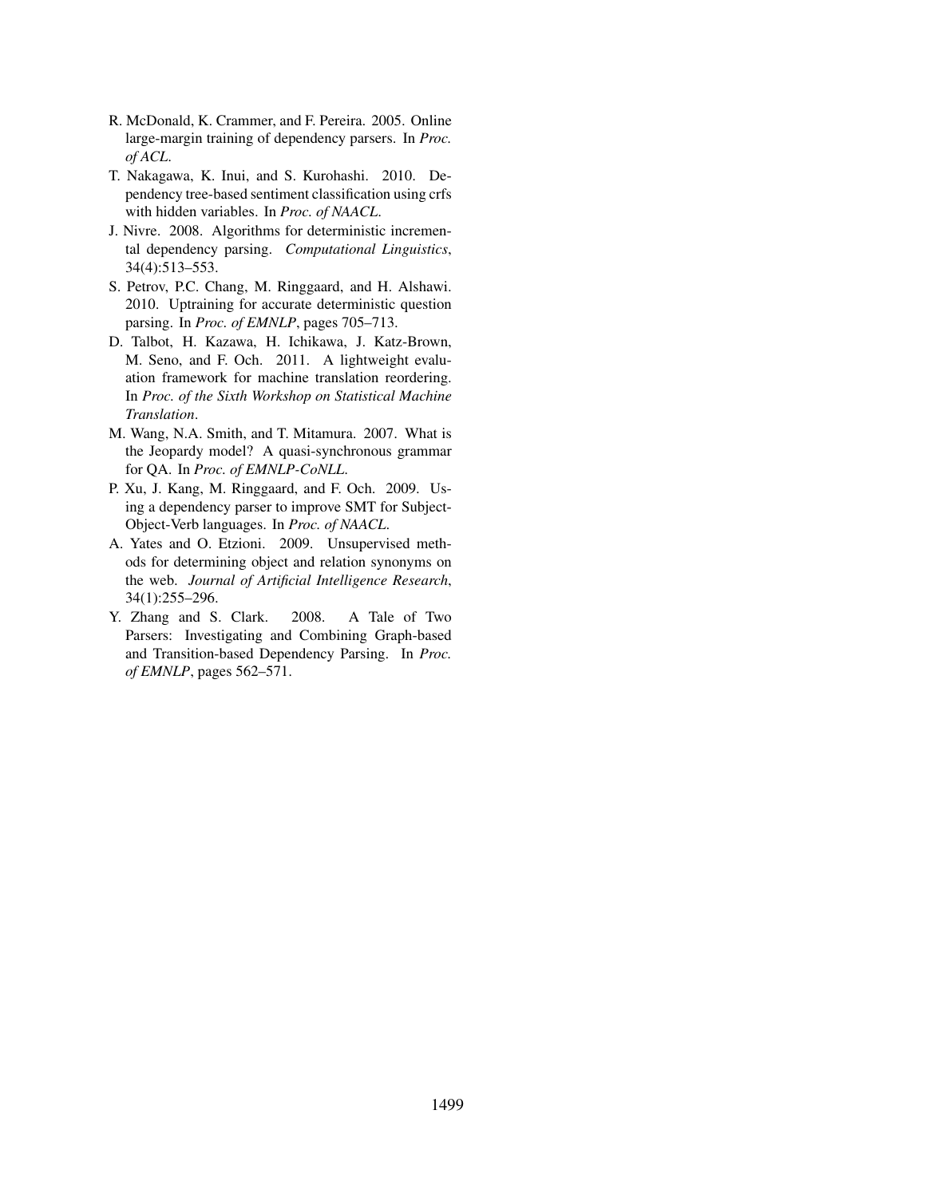R. McDonald, K. Crammer, and F. Pereira. 2005. Online large-margin training of dependency parsers. In *Proc. of ACL*.

T. Nakagawa, K. Inui, and S. Kurohashi. 2010. Dependency tree-based sentiment classification using crfs with hidden variables. In *Proc. of NAACL*.

J. Nivre. 2008. Algorithms for deterministic incremental dependency parsing. *Computational Linguistics*, 34(4):513–553.

S. Petrov, P.C. Chang, M. Ringgaard, and H. Alshawi. 2010. Uptraining for accurate deterministic question parsing. In *Proc. of EMNLP*, pages 705–713.

D. Talbot, H. Kazawa, H. Ichikawa, J. Katz-Brown, M. Seno, and F. Och. 2011. A lightweight evaluation framework for machine translation reordering. In *Proc. of the Sixth Workshop on Statistical Machine Translation*.

M. Wang, N.A. Smith, and T. Mitamura. 2007. What is the Jeopardy model? A quasi-synchronous grammar for QA. In *Proc. of EMNLP-CoNLL*.

P. Xu, J. Kang, M. Ringgaard, and F. Och. 2009. Using a dependency parser to improve SMT for Subject-Object-Verb languages. In *Proc. of NAACL*.

A. Yates and O. Etzioni. 2009. Unsupervised methods for determining object and relation synonyms on the web. *Journal of Artificial Intelligence Research*, 34(1):255–296.

Y. Zhang and S. Clark. 2008. A Tale of Two Parsers: Investigating and Combining Graph-based and Transition-based Dependency Parsing. In *Proc. of EMNLP*, pages 562–571.